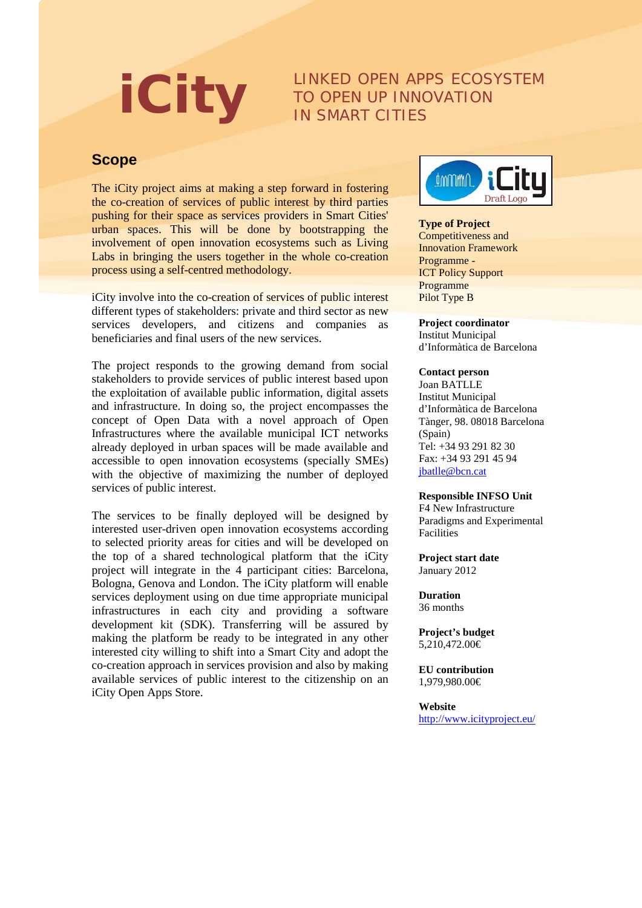# iCity

LINKED OPEN APPS ECOSYSTEM
TO OPEN UP INNOVATION
IN SMART CITIES

## Scope

The iCity project aims at making a step forward in fostering the co-creation of services of public interest by third parties pushing for their space as services providers in Smart Cities' urban spaces. This will be done by bootstrapping the involvement of open innovation ecosystems such as Living Labs in bringing the users together in the whole co-creation process using a self-centred methodology.

iCity involve into the co-creation of services of public interest different types of stakeholders: private and third sector as new services developers, and citizens and companies as beneficiaries and final users of the new services.

The project responds to the growing demand from social stakeholders to provide services of public interest based upon the exploitation of available public information, digital assets and infrastructure. In doing so, the project encompasses the concept of Open Data with a novel approach of Open Infrastructures where the available municipal ICT networks already deployed in urban spaces will be made available and accessible to open innovation ecosystems (specially SMEs) with the objective of maximizing the number of deployed services of public interest.

The services to be finally deployed will be designed by interested user-driven open innovation ecosystems according to selected priority areas for cities and will be developed on the top of a shared technological platform that the iCity project will integrate in the 4 participant cities: Barcelona, Bologna, Genova and London. The iCity platform will enable services deployment using on due time appropriate municipal infrastructures in each city and providing a software development kit (SDK). Transferring will be assured by making the platform be ready to be integrated in any other interested city willing to shift into a Smart City and adopt the co-creation approach in services provision and also by making available services of public interest to the citizenship on an iCity Open Apps Store.

iCity
Draft Logo

**Type of Project**
Competitiveness and Innovation Framework Programme -
ICT Policy Support Programme
Pilot Type B

**Project coordinator**
Institut Municipal d'Informàtica de Barcelona

**Contact person**
Joan BATLLE
Institut Municipal d'Informàtica de Barcelona
Tànger, 98. 08018 Barcelona (Spain)
Tel: +34 93 291 82 30
Fax: +34 93 291 45 94
jbatlle@bcn.cat

**Responsible INFSO Unit**
F4 New Infrastructure Paradigms and Experimental Facilities

**Project start date**
January 2012

**Duration**
36 months

**Project's budget**
5,210,472.00€

**EU contribution**
1,979,980.00€

**Website**
http://www.icityproject.eu/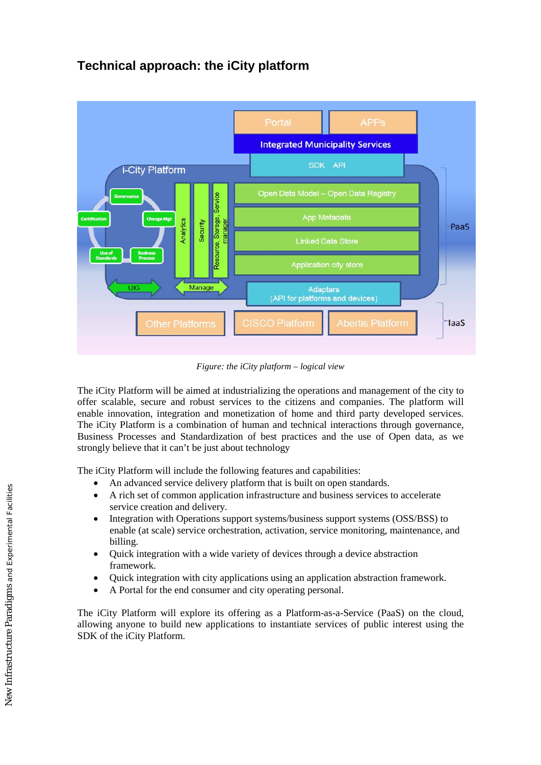## Technical approach: the iCity platform

*Figure: the iCity platform – logical view*

The iCity Platform will be aimed at industrializing the operations and management of the city to offer scalable, secure and robust services to the citizens and companies. The platform will enable innovation, integration and monetization of home and third party developed services. The iCity Platform is a combination of human and technical interactions through governance, Business Processes and Standardization of best practices and the use of Open data, as we strongly believe that it can't be just about technology

The iCity Platform will include the following features and capabilities:

- An advanced service delivery platform that is built on open standards.
- A rich set of common application infrastructure and business services to accelerate service creation and delivery.
- Integration with Operations support systems/business support systems (OSS/BSS) to enable (at scale) service orchestration, activation, service monitoring, maintenance, and billing.
- Quick integration with a wide variety of devices through a device abstraction framework.
- Quick integration with city applications using an application abstraction framework.
- A Portal for the end consumer and city operating personal.

The iCity Platform will explore its offering as a Platform-as-a-Service (PaaS) on the cloud, allowing anyone to build new applications to instantiate services of public interest using the SDK of the iCity Platform.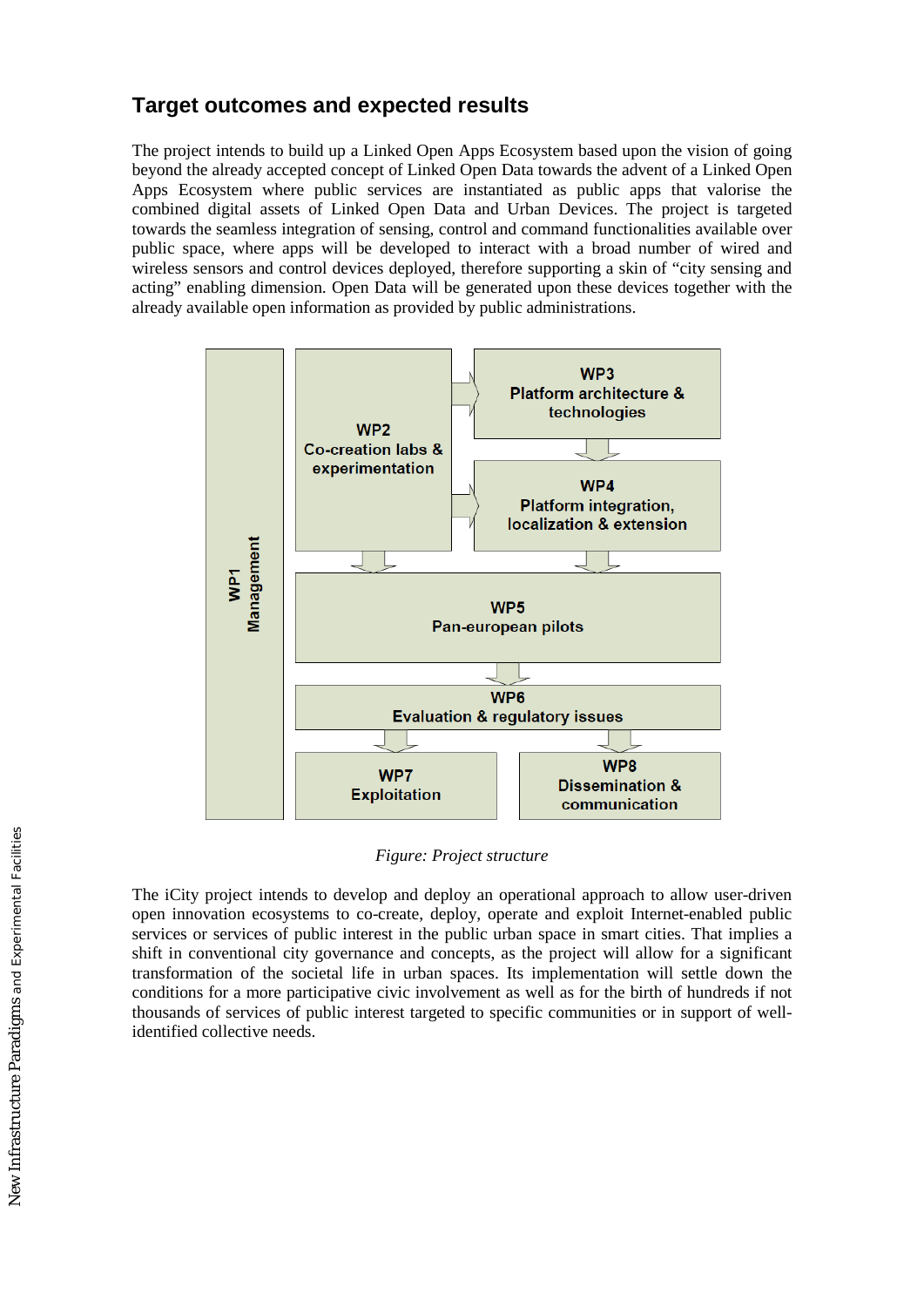## Target outcomes and expected results

The project intends to build up a Linked Open Apps Ecosystem based upon the vision of going beyond the already accepted concept of Linked Open Data towards the advent of a Linked Open Apps Ecosystem where public services are instantiated as public apps that valorise the combined digital assets of Linked Open Data and Urban Devices. The project is targeted towards the seamless integration of sensing, control and command functionalities available over public space, where apps will be developed to interact with a broad number of wired and wireless sensors and control devices deployed, therefore supporting a skin of "city sensing and acting" enabling dimension. Open Data will be generated upon these devices together with the already available open information as provided by public administrations.

*Figure: Project structure*

The iCity project intends to develop and deploy an operational approach to allow user-driven open innovation ecosystems to co-create, deploy, operate and exploit Internet-enabled public services or services of public interest in the public urban space in smart cities. That implies a shift in conventional city governance and concepts, as the project will allow for a significant transformation of the societal life in urban spaces. Its implementation will settle down the conditions for a more participative civic involvement as well as for the birth of hundreds if not thousands of services of public interest targeted to specific communities or in support of well-identified collective needs.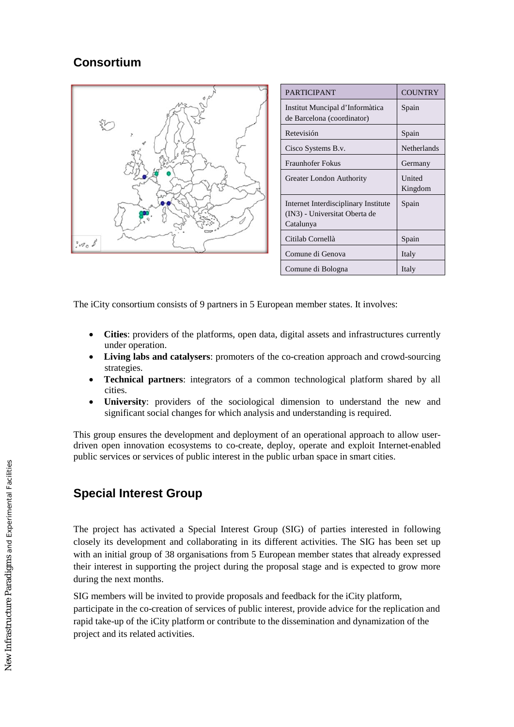## Consortium

| PARTICIPANT | COUNTRY |
|---|---|
| Institut Muncipal d'Informàtica de Barcelona (coordinator) | Spain |
| Retevisión | Spain |
| Cisco Systems B.v. | Netherlands |
| Fraunhofer Fokus | Germany |
| Greater London Authority | United Kingdom |
| Internet Interdisciplinary Institute (IN3) - Universitat Oberta de Catalunya | Spain |
| Citilab Cornellà | Spain |
| Comune di Genova | Italy |
| Comune di Bologna | Italy |

The iCity consortium consists of 9 partners in 5 European member states. It involves:

- **Cities**: providers of the platforms, open data, digital assets and infrastructures currently under operation.
- **Living labs and catalysers**: promoters of the co-creation approach and crowd-sourcing strategies.
- **Technical partners**: integrators of a common technological platform shared by all cities.
- **University**: providers of the sociological dimension to understand the new and significant social changes for which analysis and understanding is required.

This group ensures the development and deployment of an operational approach to allow user-driven open innovation ecosystems to co-create, deploy, operate and exploit Internet-enabled public services or services of public interest in the public urban space in smart cities.

## Special Interest Group

The project has activated a Special Interest Group (SIG) of parties interested in following closely its development and collaborating in its different activities. The SIG has been set up with an initial group of 38 organisations from 5 European member states that already expressed their interest in supporting the project during the proposal stage and is expected to grow more during the next months.

SIG members will be invited to provide proposals and feedback for the iCity platform, participate in the co-creation of services of public interest, provide advice for the replication and rapid take-up of the iCity platform or contribute to the dissemination and dynamization of the project and its related activities.